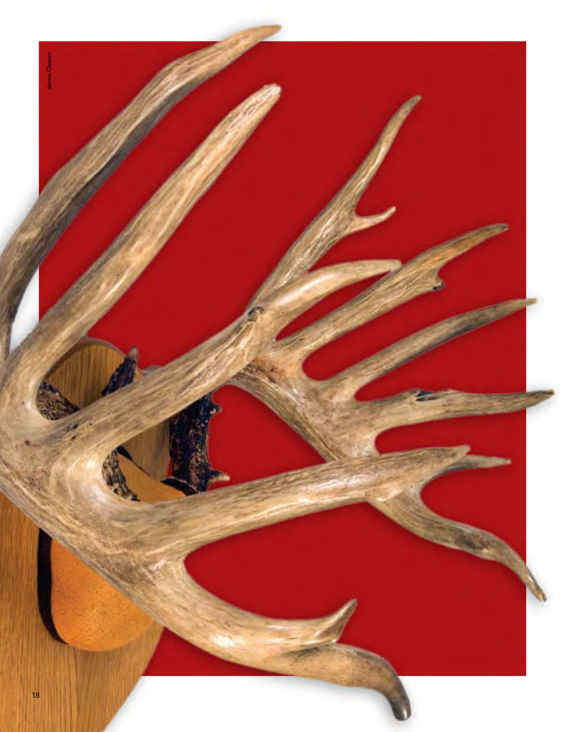James Clayton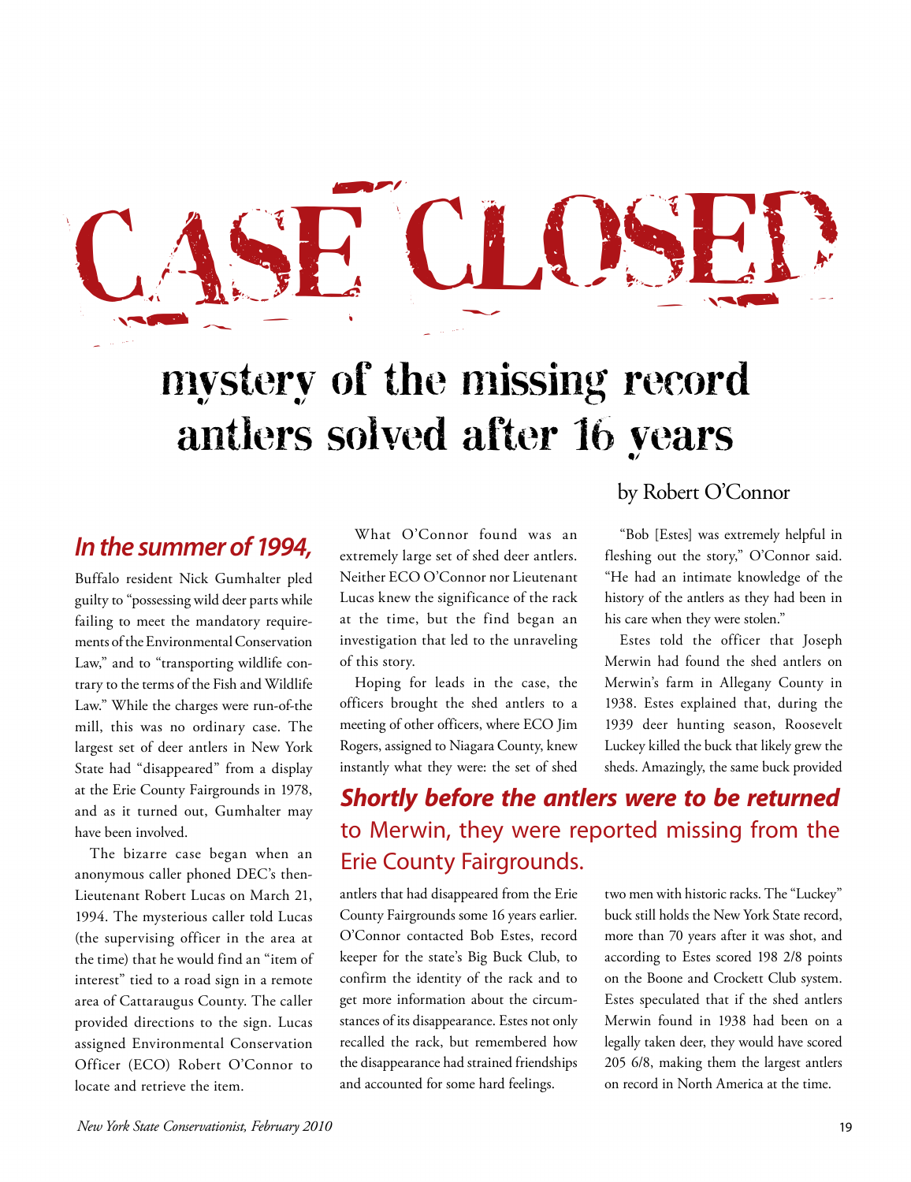# CASE CLOSED

## mystery of the missing record antlers solved after 16 years

by Robert O'Connor

***In the summer of 1994,*** Buffalo resident Nick Gumhalter pled guilty to "possessing wild deer parts while failing to meet the mandatory requirements of the Environmental Conservation Law," and to "transporting wildlife contrary to the terms of the Fish and Wildlife Law." While the charges were run-of-the mill, this was no ordinary case. The largest set of deer antlers in New York State had "disappeared" from a display at the Erie County Fairgrounds in 1978, and as it turned out, Gumhalter may have been involved.

The bizarre case began when an anonymous caller phoned DEC's then-Lieutenant Robert Lucas on March 21, 1994. The mysterious caller told Lucas (the supervising officer in the area at the time) that he would find an "item of interest" tied to a road sign in a remote area of Cattaraugus County. The caller provided directions to the sign. Lucas assigned Environmental Conservation Officer (ECO) Robert O'Connor to locate and retrieve the item.

What O'Connor found was an extremely large set of shed deer antlers. Neither ECO O'Connor nor Lieutenant Lucas knew the significance of the rack at the time, but the find began an investigation that led to the unraveling of this story.

Hoping for leads in the case, the officers brought the shed antlers to a meeting of other officers, where ECO Jim Rogers, assigned to Niagara County, knew instantly what they were: the set of shed antlers that had disappeared from the Erie County Fairgrounds some 16 years earlier. O'Connor contacted Bob Estes, record keeper for the state's Big Buck Club, to confirm the identity of the rack and to get more information about the circumstances of its disappearance. Estes not only recalled the rack, but remembered how the disappearance had strained friendships and accounted for some hard feelings.

"Bob [Estes] was extremely helpful in fleshing out the story," O'Connor said. "He had an intimate knowledge of the history of the antlers as they had been in his care when they were stolen."

Estes told the officer that Joseph Merwin had found the shed antlers on Merwin's farm in Allegany County in 1938. Estes explained that, during the 1939 deer hunting season, Roosevelt Luckey killed the buck that likely grew the sheds. Amazingly, the same buck provided two men with historic racks. The "Luckey" buck still holds the New York State record, more than 70 years after it was shot, and according to Estes scored 198 2/8 points on the Boone and Crockett Club system. Estes speculated that if the shed antlers Merwin found in 1938 had been on a legally taken deer, they would have scored 205 6/8, making them the largest antlers on record in North America at the time.

***Shortly before the antlers were to be returned*** to Merwin, they were reported missing from the Erie County Fairgrounds.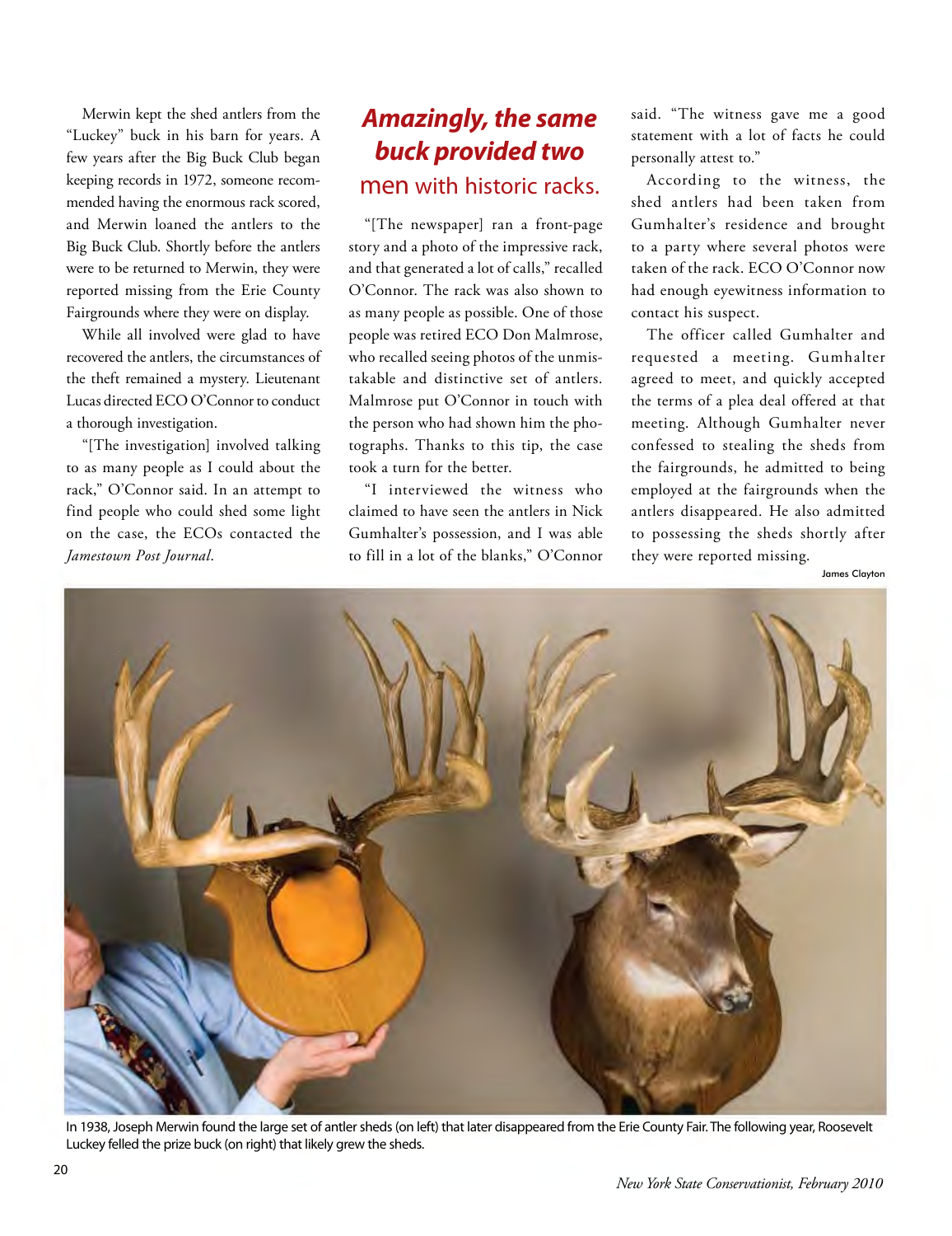Merwin kept the shed antlers from the "Luckey" buck in his barn for years. A few years after the Big Buck Club began keeping records in 1972, someone recommended having the enormous rack scored, and Merwin loaned the antlers to the Big Buck Club. Shortly before the antlers were to be returned to Merwin, they were reported missing from the Erie County Fairgrounds where they were on display.

While all involved were glad to have recovered the antlers, the circumstances of the theft remained a mystery. Lieutenant Lucas directed ECO O'Connor to conduct a thorough investigation.

"[The investigation] involved talking to as many people as I could about the rack," O'Connor said. In an attempt to find people who could shed some light on the case, the ECOs contacted the *Jamestown Post Journal*.

***Amazingly, the same buck provided two*** men with historic racks.

"[The newspaper] ran a front-page story and a photo of the impressive rack, and that generated a lot of calls," recalled O'Connor. The rack was also shown to as many people as possible. One of those people was retired ECO Don Malmrose, who recalled seeing photos of the unmistakable and distinctive set of antlers. Malmrose put O'Connor in touch with the person who had shown him the photographs. Thanks to this tip, the case took a turn for the better.

"I interviewed the witness who claimed to have seen the antlers in Nick Gumhalter's possession, and I was able to fill in a lot of the blanks," O'Connor said. "The witness gave me a good statement with a lot of facts he could personally attest to."

According to the witness, the shed antlers had been taken from Gumhalter's residence and brought to a party where several photos were taken of the rack. ECO O'Connor now had enough eyewitness information to contact his suspect.

The officer called Gumhalter and requested a meeting. Gumhalter agreed to meet, and quickly accepted the terms of a plea deal offered at that meeting. Although Gumhalter never confessed to stealing the sheds from the fairgrounds, he admitted to being employed at the fairgrounds when the antlers disappeared. He also admitted to possessing the sheds shortly after they were reported missing.

James Clayton

In 1938, Joseph Merwin found the large set of antler sheds (on left) that later disappeared from the Erie County Fair. The following year, Roosevelt Luckey felled the prize buck (on right) that likely grew the sheds.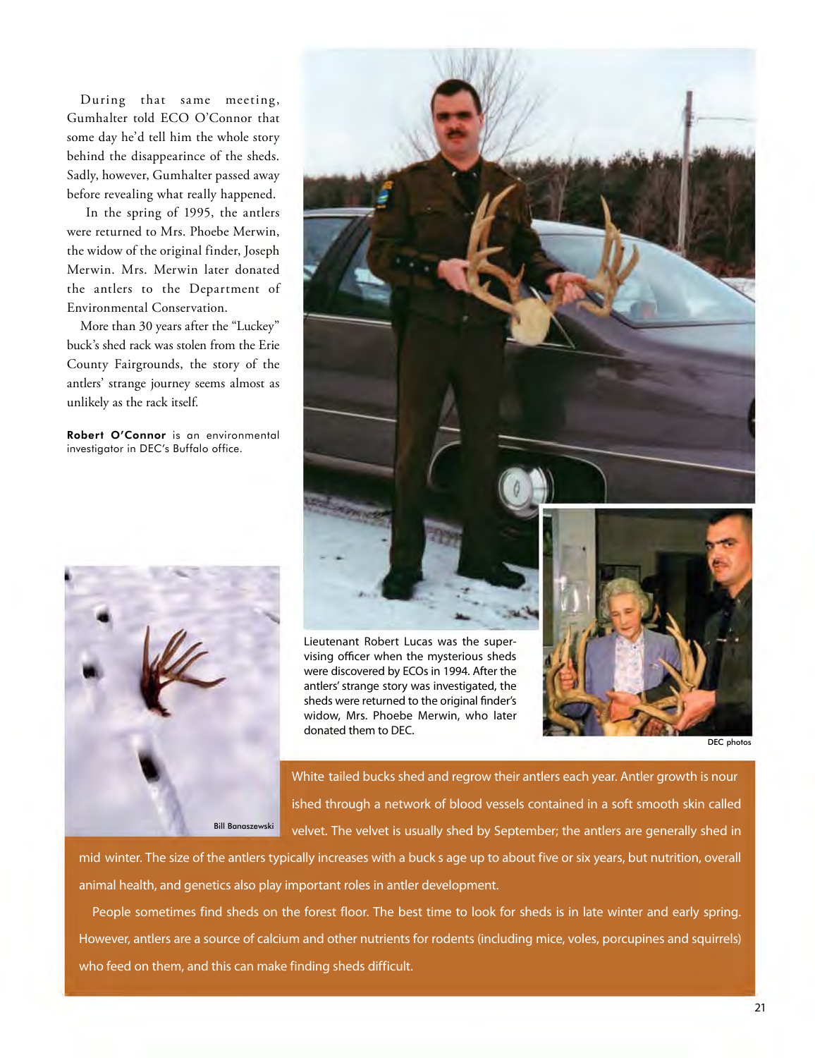During that same meeting, Gumhalter told ECO O'Connor that some day he'd tell him the whole story behind the disappearince of the sheds. Sadly, however, Gumhalter passed away before revealing what really happened.

In the spring of 1995, the antlers were returned to Mrs. Phoebe Merwin, the widow of the original finder, Joseph Merwin. Mrs. Merwin later donated the antlers to the Department of Environmental Conservation.

More than 30 years after the "Luckey" buck's shed rack was stolen from the Erie County Fairgrounds, the story of the antlers' strange journey seems almost as unlikely as the rack itself.

**Robert O'Connor** is an environmental investigator in DEC's Buffalo office.

Lieutenant Robert Lucas was the supervising officer when the mysterious sheds were discovered by ECOs in 1994. After the antlers' strange story was investigated, the sheds were returned to the original finder's widow, Mrs. Phoebe Merwin, who later donated them to DEC.

DEC photos

Bill Banaszewski

White tailed bucks shed and regrow their antlers each year. Antler growth is nourished through a network of blood vessels contained in a soft smooth skin called velvet. The velvet is usually shed by September; the antlers are generally shed in mid winter. The size of the antlers typically increases with a buck s age up to about five or six years, but nutrition, overall animal health, and genetics also play important roles in antler development.

People sometimes find sheds on the forest floor. The best time to look for sheds is in late winter and early spring. However, antlers are a source of calcium and other nutrients for rodents (including mice, voles, porcupines and squirrels) who feed on them, and this can make finding sheds difficult.